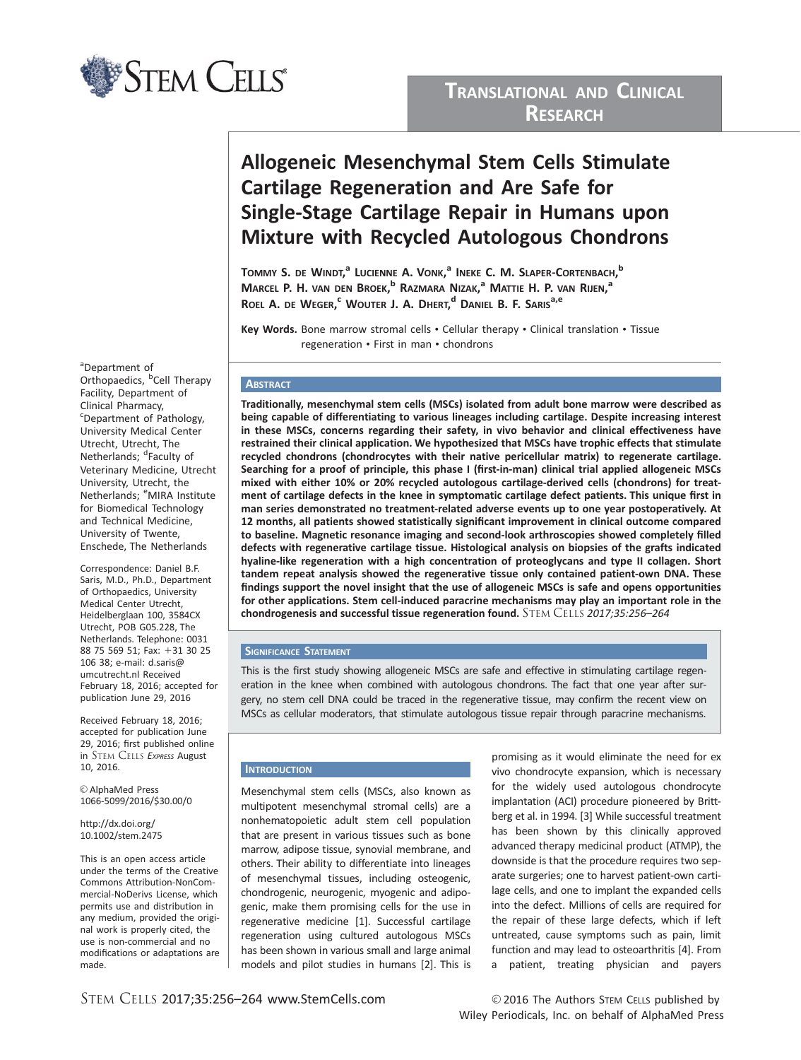Translational and Clinical Research

# Allogeneic Mesenchymal Stem Cells Stimulate Cartilage Regeneration and Are Safe for Single-Stage Cartilage Repair in Humans upon Mixture with Recycled Autologous Chondrons

Tommy S. de Windt,[a] Lucienne A. Vonk,[a] Ineke C. M. Slaper-Cortenbach,[b] Marcel P. H. van den Broek,[b] Razmara Nizak,[a] Mattie H. P. van Rijen,[a] Roel A. de Weger,[c] Wouter J. A. Dhert,[d] Daniel B. F. Saris[a,e]

**Key Words.** Bone marrow stromal cells • Cellular therapy • Clinical translation • Tissue regeneration • First in man • chondrons

[a]Department of Orthopaedics, [b]Cell Therapy Facility, Department of Clinical Pharmacy, [c]Department of Pathology, University Medical Center Utrecht, Utrecht, The Netherlands; [d]Faculty of Veterinary Medicine, Utrecht University, Utrecht, the Netherlands; [e]MIRA Institute for Biomedical Technology and Technical Medicine, University of Twente, Enschede, The Netherlands

Correspondence: Daniel B.F. Saris, M.D., Ph.D., Department of Orthopaedics, University Medical Center Utrecht, Heidelberglaan 100, 3584CX Utrecht, POB G05.228, The Netherlands. Telephone: 0031 88 75 569 51; Fax: +31 30 25 106 38; e-mail: d.saris@umcutrecht.nl Received February 18, 2016; accepted for publication June 29, 2016

Received February 18, 2016; accepted for publication June 29, 2016; first published online in Stem Cells *Express* August 10, 2016.

© AlphaMed Press 1066-5099/2016/$30.00/0

http://dx.doi.org/10.1002/stem.2475

This is an open access article under the terms of the Creative Commons Attribution-NonCommercial-NoDerivs License, which permits use and distribution in any medium, provided the original work is properly cited, the use is non-commercial and no modifications or adaptations are made.

## Abstract

**Traditionally, mesenchymal stem cells (MSCs) isolated from adult bone marrow were described as being capable of differentiating to various lineages including cartilage. Despite increasing interest in these MSCs, concerns regarding their safety, in vivo behavior and clinical effectiveness have restrained their clinical application. We hypothesized that MSCs have trophic effects that stimulate recycled chondrons (chondrocytes with their native pericellular matrix) to regenerate cartilage. Searching for a proof of principle, this phase I (first-in-man) clinical trial applied allogeneic MSCs mixed with either 10% or 20% recycled autologous cartilage-derived cells (chondrons) for treatment of cartilage defects in the knee in symptomatic cartilage defect patients. This unique first in man series demonstrated no treatment-related adverse events up to one year postoperatively. At 12 months, all patients showed statistically significant improvement in clinical outcome compared to baseline. Magnetic resonance imaging and second-look arthroscopies showed completely filled defects with regenerative cartilage tissue. Histological analysis on biopsies of the grafts indicated hyaline-like regeneration with a high concentration of proteoglycans and type II collagen. Short tandem repeat analysis showed the regenerative tissue only contained patient-own DNA. These findings support the novel insight that the use of allogeneic MSCs is safe and opens opportunities for other applications. Stem cell-induced paracrine mechanisms may play an important role in the chondrogenesis and successful tissue regeneration found.** Stem Cells *2017;35:256–264*

## Significance Statement

This is the first study showing allogeneic MSCs are safe and effective in stimulating cartilage regeneration in the knee when combined with autologous chondrons. The fact that one year after surgery, no stem cell DNA could be traced in the regenerative tissue, may confirm the recent view on MSCs as cellular moderators, that stimulate autologous tissue repair through paracrine mechanisms.

## Introduction

Mesenchymal stem cells (MSCs, also known as multipotent mesenchymal stromal cells) are a nonhematopoietic adult stem cell population that are present in various tissues such as bone marrow, adipose tissue, synovial membrane, and others. Their ability to differentiate into lineages of mesenchymal tissues, including osteogenic, chondrogenic, neurogenic, myogenic and adipogenic, make them promising cells for the use in regenerative medicine [1]. Successful cartilage regeneration using cultured autologous MSCs has been shown in various small and large animal models and pilot studies in humans [2]. This is promising as it would eliminate the need for ex vivo chondrocyte expansion, which is necessary for the widely used autologous chondrocyte implantation (ACI) procedure pioneered by Brittberg et al. in 1994. [3] While successful treatment has been shown by this clinically approved advanced therapy medicinal product (ATMP), the downside is that the procedure requires two separate surgeries; one to harvest patient-own cartilage cells, and one to implant the expanded cells into the defect. Millions of cells are required for the repair of these large defects, which if left untreated, cause symptoms such as pain, limit function and may lead to osteoarthritis [4]. From a patient, treating physician and payers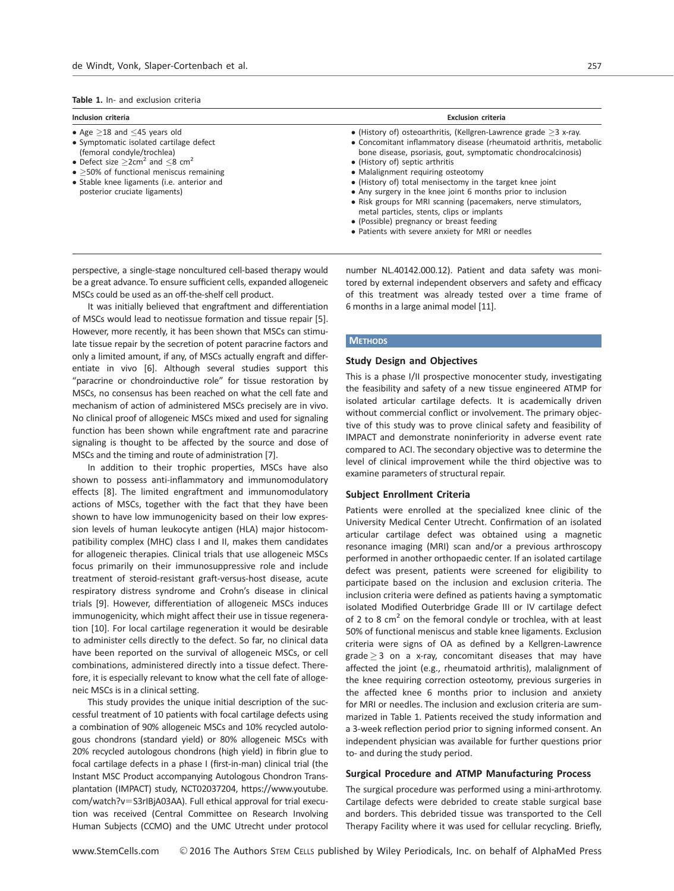**Table 1.** In- and exclusion criteria

| Inclusion criteria | Exclusion criteria |
| --- | --- |
| • Age ≥18 and ≤45 years old<br>• Symptomatic isolated cartilage defect (femoral condyle/trochlea)<br>• Defect size ≥2cm² and ≤8 cm²<br>• ≥50% of functional meniscus remaining<br>• Stable knee ligaments (i.e. anterior and posterior cruciate ligaments) | • (History of) osteoarthritis, (Kellgren-Lawrence grade ≥3 x-ray.<br>• Concomitant inflammatory disease (rheumatoid arthritis, metabolic bone disease, psoriasis, gout, symptomatic chondrocalcinosis)<br>• (History of) septic arthritis<br>• Malalignment requiring osteotomy<br>• (History of) total menisectomy in the target knee joint<br>• Any surgery in the knee joint 6 months prior to inclusion<br>• Risk groups for MRI scanning (pacemakers, nerve stimulators, metal particles, stents, clips or implants<br>• (Possible) pregnancy or breast feeding<br>• Patients with severe anxiety for MRI or needles |

perspective, a single-stage noncultured cell-based therapy would be a great advance. To ensure sufficient cells, expanded allogeneic MSCs could be used as an off-the-shelf cell product.

It was initially believed that engraftment and differentiation of MSCs would lead to neotissue formation and tissue repair [5]. However, more recently, it has been shown that MSCs can stimulate tissue repair by the secretion of potent paracrine factors and only a limited amount, if any, of MSCs actually engraft and differentiate in vivo [6]. Although several studies support this "paracrine or chondroinductive role" for tissue restoration by MSCs, no consensus has been reached on what the cell fate and mechanism of action of administered MSCs precisely are in vivo. No clinical proof of allogeneic MSCs mixed and used for signaling function has been shown while engraftment rate and paracrine signaling is thought to be affected by the source and dose of MSCs and the timing and route of administration [7].

In addition to their trophic properties, MSCs have also shown to possess anti-inflammatory and immunomodulatory effects [8]. The limited engraftment and immunomodulatory actions of MSCs, together with the fact that they have been shown to have low immunogenicity based on their low expression levels of human leukocyte antigen (HLA) major histocompatibility complex (MHC) class I and II, makes them candidates for allogeneic therapies. Clinical trials that use allogeneic MSCs focus primarily on their immunosuppressive role and include treatment of steroid-resistant graft-versus-host disease, acute respiratory distress syndrome and Crohn's disease in clinical trials [9]. However, differentiation of allogeneic MSCs induces immunogenicity, which might affect their use in tissue regeneration [10]. For local cartilage regeneration it would be desirable to administer cells directly to the defect. So far, no clinical data have been reported on the survival of allogeneic MSCs, or cell combinations, administered directly into a tissue defect. Therefore, it is especially relevant to know what the cell fate of allogeneic MSCs is in a clinical setting.

This study provides the unique initial description of the successful treatment of 10 patients with focal cartilage defects using a combination of 90% allogeneic MSCs and 10% recycled autologous chondrons (standard yield) or 80% allogeneic MSCs with 20% recycled autologous chondrons (high yield) in fibrin glue to focal cartilage defects in a phase I (first-in-man) clinical trial (the Instant MSC Product accompanying Autologous Chondron Transplantation (IMPACT) study, NCT02037204, https://www.youtube.com/watch?v=S3rIBjA03AA). Full ethical approval for trial execution was received (Central Committee on Research Involving Human Subjects (CCMO) and the UMC Utrecht under protocol number NL.40142.000.12). Patient and data safety was monitored by external independent observers and safety and efficacy of this treatment was already tested over a time frame of 6 months in a large animal model [11].

## Methods

### Study Design and Objectives

This is a phase I/II prospective monocenter study, investigating the feasibility and safety of a new tissue engineered ATMP for isolated articular cartilage defects. It is academically driven without commercial conflict or involvement. The primary objective of this study was to prove clinical safety and feasibility of IMPACT and demonstrate noninferiority in adverse event rate compared to ACI. The secondary objective was to determine the level of clinical improvement while the third objective was to examine parameters of structural repair.

### Subject Enrollment Criteria

Patients were enrolled at the specialized knee clinic of the University Medical Center Utrecht. Confirmation of an isolated articular cartilage defect was obtained using a magnetic resonance imaging (MRI) scan and/or a previous arthroscopy performed in another orthopaedic center. If an isolated cartilage defect was present, patients were screened for eligibility to participate based on the inclusion and exclusion criteria. The inclusion criteria were defined as patients having a symptomatic isolated Modified Outerbridge Grade III or IV cartilage defect of 2 to 8 cm² on the femoral condyle or trochlea, with at least 50% of functional meniscus and stable knee ligaments. Exclusion criteria were signs of OA as defined by a Kellgren-Lawrence grade ≥ 3 on a x-ray, concomitant diseases that may have affected the joint (e.g., rheumatoid arthritis), malalignment of the knee requiring correction osteotomy, previous surgeries in the affected knee 6 months prior to inclusion and anxiety for MRI or needles. The inclusion and exclusion criteria are summarized in Table 1. Patients received the study information and a 3-week reflection period prior to signing informed consent. An independent physician was available for further questions prior to- and during the study period.

### Surgical Procedure and ATMP Manufacturing Process

The surgical procedure was performed using a mini-arthrotomy. Cartilage defects were debrided to create stable surgical base and borders. This debrided tissue was transported to the Cell Therapy Facility where it was used for cellular recycling. Briefly,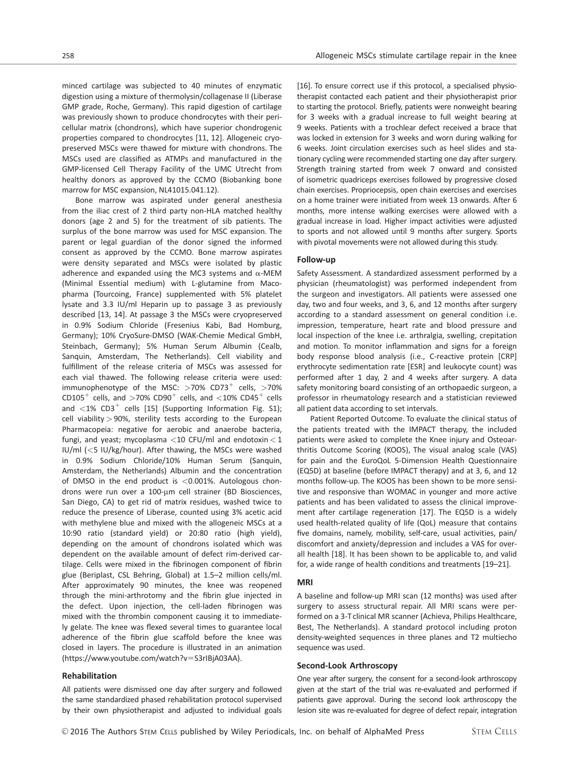minced cartilage was subjected to 40 minutes of enzymatic digestion using a mixture of thermolysin/collagenase II (Liberase GMP grade, Roche, Germany). This rapid digestion of cartilage was previously shown to produce chondrocytes with their pericellular matrix (chondrons), which have superior chondrogenic properties compared to chondrocytes [11, 12]. Allogeneic cryopreserved MSCs were thawed for mixture with chondrons. The MSCs used are classified as ATMPs and manufactured in the GMP-licensed Cell Therapy Facility of the UMC Utrecht from healthy donors as approved by the CCMO (Biobanking bone marrow for MSC expansion, NL41015.041.12).

Bone marrow was aspirated under general anesthesia from the iliac crest of 2 third party non-HLA matched healthy donors (age 2 and 5) for the treatment of sib patients. The surplus of the bone marrow was used for MSC expansion. The parent or legal guardian of the donor signed the informed consent as approved by the CCMO. Bone marrow aspirates were density separated and MSCs were isolated by plastic adherence and expanded using the MC3 systems and $\alpha$-MEM (Minimal Essential medium) with L-glutamine from Macopharma (Tourcoing, France) supplemented with 5% platelet lysate and 3.3 IU/ml Heparin up to passage 3 as previously described [13, 14]. At passage 3 the MSCs were cryopreserved in 0.9% Sodium Chloride (Fresenius Kabi, Bad Homburg, Germany); 10% CryoSure-DMSO (WAK-Chemie Medical GmbH, Steinbach, Germany); 5% Human Serum Albumin (Cealb, Sanquin, Amsterdam, The Netherlands). Cell viability and fulfillment of the release criteria of MSCs was assessed for each vial thawed. The following release criteria were used: immunophenotype of the MSC: >70% $CD73^{+}$ cells, >70% $CD105^{+}$ cells, and >70% $CD90^{+}$ cells, and <10% $CD45^{+}$ cells and <1% $CD3^{+}$ cells [15] (Supporting Information Fig. S1); cell viability > 90%, sterility tests according to the European Pharmacopeia: negative for aerobic and anaerobe bacteria, fungi, and yeast; mycoplasma <10 CFU/ml and endotoxin < 1 IU/ml (<5 IU/kg/hour). After thawing, the MSCs were washed in 0.9% Sodium Chloride/10% Human Serum (Sanquin, Amsterdam, the Netherlands) Albumin and the concentration of DMSO in the end product is <0.001%. Autologous chondrons were run over a 100-μm cell strainer (BD Biosciences, San Diego, CA) to get rid of matrix residues, washed twice to reduce the presence of Liberase, counted using 3% acetic acid with methylene blue and mixed with the allogeneic MSCs at a 10:90 ratio (standard yield) or 20:80 ratio (high yield), depending on the amount of chondrons isolated which was dependent on the available amount of defect rim-derived cartilage. Cells were mixed in the fibrinogen component of fibrin glue (Beriplast, CSL Behring, Global) at 1.5–2 million cells/ml. After approximately 90 minutes, the knee was reopened through the mini-arthrotomy and the fibrin glue injected in the defect. Upon injection, the cell-laden fibrinogen was mixed with the thrombin component causing it to immediately gelate. The knee was flexed several times to guarantee local adherence of the fibrin glue scaffold before the knee was closed in layers. The procedure is illustrated in an animation (https://www.youtube.com/watch?v=S3rIBjA03AA).

### Rehabilitation

All patients were dismissed one day after surgery and followed the same standardized phased rehabilitation protocol supervised by their own physiotherapist and adjusted to individual goals [16]. To ensure correct use if this protocol, a specialised physiotherapist contacted each patient and their physiotherapist prior to starting the protocol. Briefly, patients were nonweight bearing for 3 weeks with a gradual increase to full weight bearing at 9 weeks. Patients with a trochlear defect received a brace that was locked in extension for 3 weeks and worn during walking for 6 weeks. Joint circulation exercises such as heel slides and stationary cycling were recommended starting one day after surgery. Strength training started from week 7 onward and consisted of isometric quadriceps exercises followed by progressive closed chain exercises. Propriocepsis, open chain exercises and exercises on a home trainer were initiated from week 13 onwards. After 6 months, more intense walking exercises were allowed with a gradual increase in load. Higher impact activities were adjusted to sports and not allowed until 9 months after surgery. Sports with pivotal movements were not allowed during this study.

### Follow-up

Safety Assessment. A standardized assessment performed by a physician (rheumatologist) was performed independent from the surgeon and investigators. All patients were assessed one day, two and four weeks, and 3, 6, and 12 months after surgery according to a standard assessment on general condition i.e. impression, temperature, heart rate and blood pressure and local inspection of the knee i.e. arthralgia, swelling, crepitation and motion. To monitor inflammation and signs for a foreign body response blood analysis (i.e., C-reactive protein [CRP] erythrocyte sedimentation rate [ESR] and leukocyte count) was performed after 1 day, 2 and 4 weeks after surgery. A data safety monitoring board consisting of an orthopaedic surgeon, a professor in rheumatology research and a statistician reviewed all patient data according to set intervals.

Patient Reported Outcome. To evaluate the clinical status of the patients treated with the IMPACT therapy, the included patients were asked to complete the Knee injury and Osteoarthritis Outcome Scoring (KOOS), The visual analog scale (VAS) for pain and the EuroQoL 5-Dimension Health Questionnaire (EQ5D) at baseline (before IMPACT therapy) and at 3, 6, and 12 months follow-up. The KOOS has been shown to be more sensitive and responsive than WOMAC in younger and more active patients and has been validated to assess the clinical improvement after cartilage regeneration [17]. The EQ5D is a widely used health-related quality of life (QoL) measure that contains five domains, namely, mobility, self-care, usual activities, pain/discomfort and anxiety/depression and includes a VAS for overall health [18]. It has been shown to be applicable to, and valid for, a wide range of health conditions and treatments [19–21].

### MRI

A baseline and follow-up MRI scan (12 months) was used after surgery to assess structural repair. All MRI scans were performed on a 3-T clinical MR scanner (Achieva, Philips Healthcare, Best, The Netherlands). A standard protocol including proton density-weighted sequences in three planes and T2 multiecho sequence was used.

### Second-Look Arthroscopy

One year after surgery, the consent for a second-look arthroscopy given at the start of the trial was re-evaluated and performed if patients gave approval. During the second look arthroscopy the lesion site was re-evaluated for degree of defect repair, integration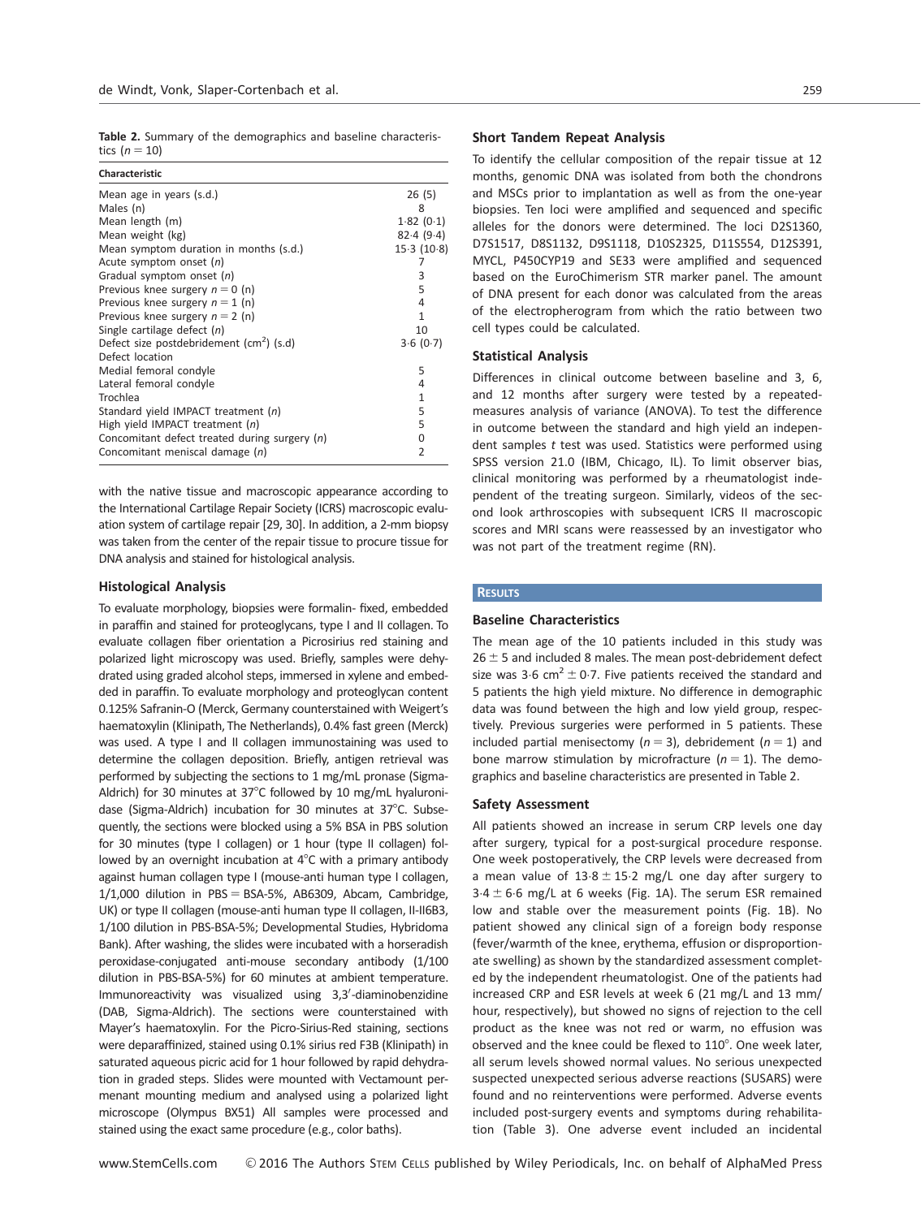**Table 2.** Summary of the demographics and baseline characteristics ($n = 10$)

| Characteristic | |
|---|---|
| Mean age in years (s.d.) | 26 (5) |
| Males (n) | 8 |
| Mean length (m) | 1·82 (0·1) |
| Mean weight (kg) | 82·4 (9·4) |
| Mean symptom duration in months (s.d.) | 15·3 (10·8) |
| Acute symptom onset (n) | 7 |
| Gradual symptom onset (n) | 3 |
| Previous knee surgery $n = 0$ (n) | 5 |
| Previous knee surgery $n = 1$ (n) | 4 |
| Previous knee surgery $n = 2$ (n) | 1 |
| Single cartilage defect (n) | 10 |
| Defect size postdebridement ($cm^2$) (s.d) | 3·6 (0·7) |
| Defect location | |
| Medial femoral condyle | 5 |
| Lateral femoral condyle | 4 |
| Trochlea | 1 |
| Standard yield IMPACT treatment (n) | 5 |
| High yield IMPACT treatment (n) | 5 |
| Concomitant defect treated during surgery (n) | 0 |
| Concomitant meniscal damage (n) | 2 |

with the native tissue and macroscopic appearance according to the International Cartilage Repair Society (ICRS) macroscopic evaluation system of cartilage repair [29, 30]. In addition, a 2-mm biopsy was taken from the center of the repair tissue to procure tissue for DNA analysis and stained for histological analysis.

### Histological Analysis

To evaluate morphology, biopsies were formalin- fixed, embedded in paraffin and stained for proteoglycans, type I and II collagen. To evaluate collagen fiber orientation a Picrosirius red staining and polarized light microscopy was used. Briefly, samples were dehydrated using graded alcohol steps, immersed in xylene and embedded in paraffin. To evaluate morphology and proteoglycan content 0.125% Safranin-O (Merck, Germany counterstained with Weigert's haematoxylin (Klinipath, The Netherlands), 0.4% fast green (Merck) was used. A type I and II collagen immunostaining was used to determine the collagen deposition. Briefly, antigen retrieval was performed by subjecting the sections to 1 mg/mL pronase (Sigma-Aldrich) for 30 minutes at 37°C followed by 10 mg/mL hyaluronidase (Sigma-Aldrich) incubation for 30 minutes at 37°C. Subsequently, the sections were blocked using a 5% BSA in PBS solution for 30 minutes (type I collagen) or 1 hour (type II collagen) followed by an overnight incubation at 4°C with a primary antibody against human collagen type I (mouse-anti human type I collagen, 1/1,000 dilution in PBS = BSA-5%, AB6309, Abcam, Cambridge, UK) or type II collagen (mouse-anti human type II collagen, II-II6B3, 1/100 dilution in PBS-BSA-5%; Developmental Studies, Hybridoma Bank). After washing, the slides were incubated with a horseradish peroxidase-conjugated anti-mouse secondary antibody (1/100 dilution in PBS-BSA-5%) for 60 minutes at ambient temperature. Immunoreactivity was visualized using 3,3′-diaminobenzidine (DAB, Sigma-Aldrich). The sections were counterstained with Mayer's haematoxylin. For the Picro-Sirius-Red staining, sections were deparaffinized, stained using 0.1% sirius red F3B (Klinipath) in saturated aqueous picric acid for 1 hour followed by rapid dehydration in graded steps. Slides were mounted with Vectamount permenant mounting medium and analysed using a polarized light microscope (Olympus BX51) All samples were processed and stained using the exact same procedure (e.g., color baths).

### Short Tandem Repeat Analysis

To identify the cellular composition of the repair tissue at 12 months, genomic DNA was isolated from both the chondrons and MSCs prior to implantation as well as from the one-year biopsies. Ten loci were amplified and sequenced and specific alleles for the donors were determined. The loci D2S1360, D7S1517, D8S1132, D9S1118, D10S2325, D11S554, D12S391, MYCL, P450CYP19 and SE33 were amplified and sequenced based on the EuroChimerism STR marker panel. The amount of DNA present for each donor was calculated from the areas of the electropherogram from which the ratio between two cell types could be calculated.

### Statistical Analysis

Differences in clinical outcome between baseline and 3, 6, and 12 months after surgery were tested by a repeated-measures analysis of variance (ANOVA). To test the difference in outcome between the standard and high yield an independent samples t test was used. Statistics were performed using SPSS version 21.0 (IBM, Chicago, IL). To limit observer bias, clinical monitoring was performed by a rheumatologist independent of the treating surgeon. Similarly, videos of the second look arthroscopies with subsequent ICRS II macroscopic scores and MRI scans were reassessed by an investigator who was not part of the treatment regime (RN).

## RESULTS

### Baseline Characteristics

The mean age of the 10 patients included in this study was $26 \pm 5$ and included 8 males. The mean post-debridement defect size was 3·6 $cm^2 \pm 0·7$. Five patients received the standard and 5 patients the high yield mixture. No difference in demographic data was found between the high and low yield group, respectively. Previous surgeries were performed in 5 patients. These included partial menisectomy ($n = 3$), debridement ($n = 1$) and bone marrow stimulation by microfracture ($n = 1$). The demographics and baseline characteristics are presented in Table 2.

### Safety Assessment

All patients showed an increase in serum CRP levels one day after surgery, typical for a post-surgical procedure response. One week postoperatively, the CRP levels were decreased from a mean value of $13·8 \pm 15·2$ mg/L one day after surgery to $3·4 \pm 6·6$ mg/L at 6 weeks (Fig. 1A). The serum ESR remained low and stable over the measurement points (Fig. 1B). No patient showed any clinical sign of a foreign body response (fever/warmth of the knee, erythema, effusion or disproportionate swelling) as shown by the standardized assessment completed by the independent rheumatologist. One of the patients had increased CRP and ESR levels at week 6 (21 mg/L and 13 mm/hour, respectively), but showed no signs of rejection to the cell product as the knee was not red or warm, no effusion was observed and the knee could be flexed to 110°. One week later, all serum levels showed normal values. No serious unexpected suspected unexpected serious adverse reactions (SUSARS) were found and no reinterventions were performed. Adverse events included post-surgery events and symptoms during rehabilitation (Table 3). One adverse event included an incidental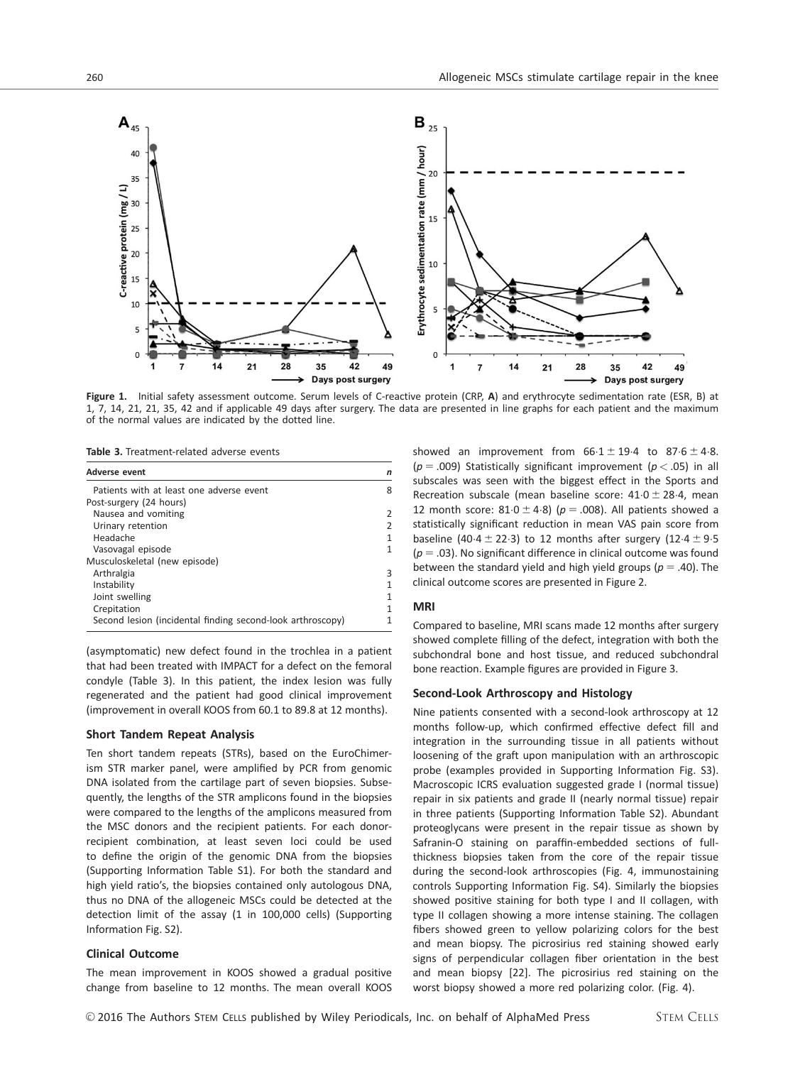**Figure 1.** Initial safety assessment outcome. Serum levels of C-reactive protein (CRP, **A**) and erythrocyte sedimentation rate (ESR, B) at 1, 7, 14, 21, 21, 35, 42 and if applicable 49 days after surgery. The data are presented in line graphs for each patient and the maximum of the normal values are indicated by the dotted line.

**Table 3.** Treatment-related adverse events

| Adverse event | n |
|---|---|
| Patients with at least one adverse event | 8 |
| Post-surgery (24 hours) | |
| Nausea and vomiting | 2 |
| Urinary retention | 2 |
| Headache | 1 |
| Vasovagal episode | 1 |
| Musculoskeletal (new episode) | |
| Arthralgia | 3 |
| Instability | 1 |
| Joint swelling | 1 |
| Crepitation | 1 |
| Second lesion (incidental finding second-look arthroscopy) | 1 |

(asymptomatic) new defect found in the trochlea in a patient that had been treated with IMPACT for a defect on the femoral condyle (Table 3). In this patient, the index lesion was fully regenerated and the patient had good clinical improvement (improvement in overall KOOS from 60.1 to 89.8 at 12 months).

### Short Tandem Repeat Analysis

Ten short tandem repeats (STRs), based on the EuroChimerism STR marker panel, were amplified by PCR from genomic DNA isolated from the cartilage part of seven biopsies. Subsequently, the lengths of the STR amplicons found in the biopsies were compared to the lengths of the amplicons measured from the MSC donors and the recipient patients. For each donor-recipient combination, at least seven loci could be used to define the origin of the genomic DNA from the biopsies (Supporting Information Table S1). For both the standard and high yield ratio's, the biopsies contained only autologous DNA, thus no DNA of the allogeneic MSCs could be detected at the detection limit of the assay (1 in 100,000 cells) (Supporting Information Fig. S2).

### Clinical Outcome

The mean improvement in KOOS showed a gradual positive change from baseline to 12 months. The mean overall KOOS showed an improvement from $66{\cdot}1 \pm 19{\cdot}4$ to $87{\cdot}6 \pm 4{\cdot}8$. ($p = .009$) Statistically significant improvement ($p < .05$) in all subscales was seen with the biggest effect in the Sports and Recreation subscale (mean baseline score: $41{\cdot}0 \pm 28{\cdot}4$, mean 12 month score: $81{\cdot}0 \pm 4{\cdot}8$) ($p = .008$). All patients showed a statistically significant reduction in mean VAS pain score from baseline ($40{\cdot}4 \pm 22{\cdot}3$) to 12 months after surgery ($12{\cdot}4 \pm 9{\cdot}5$) ($p = .03$). No significant difference in clinical outcome was found between the standard yield and high yield groups ($p = .40$). The clinical outcome scores are presented in Figure 2.

### MRI

Compared to baseline, MRI scans made 12 months after surgery showed complete filling of the defect, integration with both the subchondral bone and host tissue, and reduced subchondral bone reaction. Example figures are provided in Figure 3.

### Second-Look Arthroscopy and Histology

Nine patients consented with a second-look arthroscopy at 12 months follow-up, which confirmed effective defect fill and integration in the surrounding tissue in all patients without loosening of the graft upon manipulation with an arthroscopic probe (examples provided in Supporting Information Fig. S3). Macroscopic ICRS evaluation suggested grade I (normal tissue) repair in six patients and grade II (nearly normal tissue) repair in three patients (Supporting Information Table S2). Abundant proteoglycans were present in the repair tissue as shown by Safranin-O staining on paraffin-embedded sections of full-thickness biopsies taken from the core of the repair tissue during the second-look arthroscopies (Fig. 4, immunostaining controls Supporting Information Fig. S4). Similarly the biopsies showed positive staining for both type I and II collagen, with type II collagen showing a more intense staining. The collagen fibers showed green to yellow polarizing colors for the best and mean biopsy. The picrosirius red staining showed early signs of perpendicular collagen fiber orientation in both the best and mean biopsy [22]. The picrosirius red staining on the worst biopsy showed a more red polarizing color. (Fig. 4).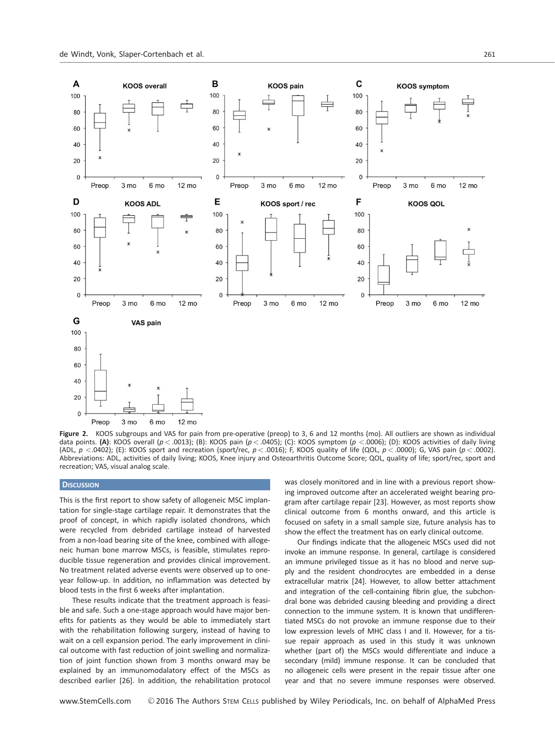**Figure 2.** KOOS subgroups and VAS for pain from pre-operative (preop) to 3, 6 and 12 months (mo). All outliers are shown as individual data points. **(A)**: KOOS overall ($p < .0013$); (B): KOOS pain ($p < .0405$); (C): KOOS symptom ($p < .0006$); (D): KOOS activities of daily living (ADL, $p < .0402$); (E): KOOS sport and recreation (sport/rec, $p < .0016$); F, KOOS quality of life (QOL, $p < .0000$); G, VAS pain ($p < .0002$). Abbreviations: ADL, activities of daily living; KOOS, Knee injury and Osteoarthritis Outcome Score; QOL, quality of life; sport/rec, sport and recreation; VAS, visual analog scale.

## Discussion

This is the first report to show safety of allogeneic MSC implantation for single-stage cartilage repair. It demonstrates that the proof of concept, in which rapidly isolated chondrons, which were recycled from debrided cartilage instead of harvested from a non-load bearing site of the knee, combined with allogeneic human bone marrow MSCs, is feasible, stimulates reproducible tissue regeneration and provides clinical improvement. No treatment related adverse events were observed up to one-year follow-up. In addition, no inflammation was detected by blood tests in the first 6 weeks after implantation.

These results indicate that the treatment approach is feasible and safe. Such a one-stage approach would have major benefits for patients as they would be able to immediately start with the rehabilitation following surgery, instead of having to wait on a cell expansion period. The early improvement in clinical outcome with fast reduction of joint swelling and normalization of joint function shown from 3 months onward may be explained by an immunomodalatory effect of the MSCs as described earlier [26]. In addition, the rehabilitation protocol was closely monitored and in line with a previous report showing improved outcome after an accelerated weight bearing program after cartilage repair [23]. However, as most reports show clinical outcome from 6 months onward, and this article is focused on safety in a small sample size, future analysis has to show the effect the treatment has on early clinical outcome.

Our findings indicate that the allogeneic MSCs used did not invoke an immune response. In general, cartilage is considered an immune privileged tissue as it has no blood and nerve supply and the resident chondrocytes are embedded in a dense extracellular matrix [24]. However, to allow better attachment and integration of the cell-containing fibrin glue, the subchondral bone was debrided causing bleeding and providing a direct connection to the immune system. It is known that undifferentiated MSCs do not provoke an immune response due to their low expression levels of MHC class I and II. However, for a tissue repair approach as used in this study it was unknown whether (part of) the MSCs would differentiate and induce a secondary (mild) immune response. It can be concluded that no allogeneic cells were present in the repair tissue after one year and that no severe immune responses were observed.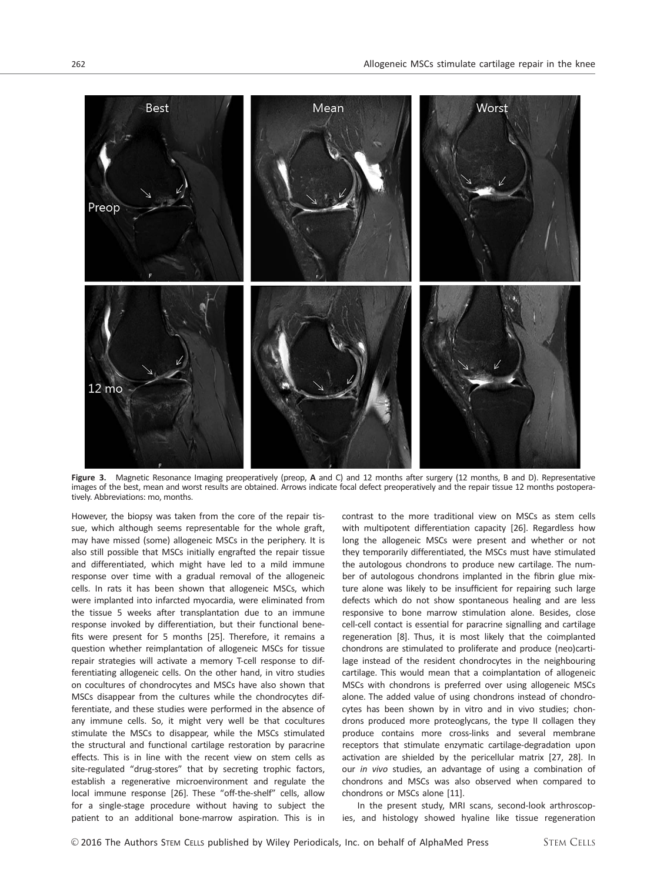**Figure 3.** Magnetic Resonance Imaging preoperatively (preop, **A** and C) and 12 months after surgery (12 months, B and D). Representative images of the best, mean and worst results are obtained. Arrows indicate focal defect preoperatively and the repair tissue 12 months postoperatively. Abbreviations: mo, months.

However, the biopsy was taken from the core of the repair tissue, which although seems representable for the whole graft, may have missed (some) allogeneic MSCs in the periphery. It is also still possible that MSCs initially engrafted the repair tissue and differentiated, which might have led to a mild immune response over time with a gradual removal of the allogeneic cells. In rats it has been shown that allogeneic MSCs, which were implanted into infarcted myocardia, were eliminated from the tissue 5 weeks after transplantation due to an immune response invoked by differentiation, but their functional benefits were present for 5 months [25]. Therefore, it remains a question whether reimplantation of allogeneic MSCs for tissue repair strategies will activate a memory T-cell response to differentiating allogeneic cells. On the other hand, in vitro studies on cocultures of chondrocytes and MSCs have also shown that MSCs disappear from the cultures while the chondrocytes differentiate, and these studies were performed in the absence of any immune cells. So, it might very well be that cocultures stimulate the MSCs to disappear, while the MSCs stimulated the structural and functional cartilage restoration by paracrine effects. This is in line with the recent view on stem cells as site-regulated "drug-stores" that by secreting trophic factors, establish a regenerative microenvironment and regulate the local immune response [26]. These "off-the-shelf" cells, allow for a single-stage procedure without having to subject the patient to an additional bone-marrow aspiration. This is in contrast to the more traditional view on MSCs as stem cells with multipotent differentiation capacity [26]. Regardless how long the allogeneic MSCs were present and whether or not they temporarily differentiated, the MSCs must have stimulated the autologous chondrons to produce new cartilage. The number of autologous chondrons implanted in the fibrin glue mixture alone was likely to be insufficient for repairing such large defects which do not show spontaneous healing and are less responsive to bone marrow stimulation alone. Besides, close cell-cell contact is essential for paracrine signalling and cartilage regeneration [8]. Thus, it is most likely that the coimplanted chondrons are stimulated to proliferate and produce (neo)cartilage instead of the resident chondrocytes in the neighbouring cartilage. This would mean that a coimplantation of allogeneic MSCs with chondrons is preferred over using allogeneic MSCs alone. The added value of using chondrons instead of chondrocytes has been shown by in vitro and in vivo studies; chondrons produced more proteoglycans, the type II collagen they produce contains more cross-links and several membrane receptors that stimulate enzymatic cartilage-degradation upon activation are shielded by the pericellular matrix [27, 28]. In our *in vivo* studies, an advantage of using a combination of chondrons and MSCs was also observed when compared to chondrons or MSCs alone [11].

In the present study, MRI scans, second-look arthroscopies, and histology showed hyaline like tissue regeneration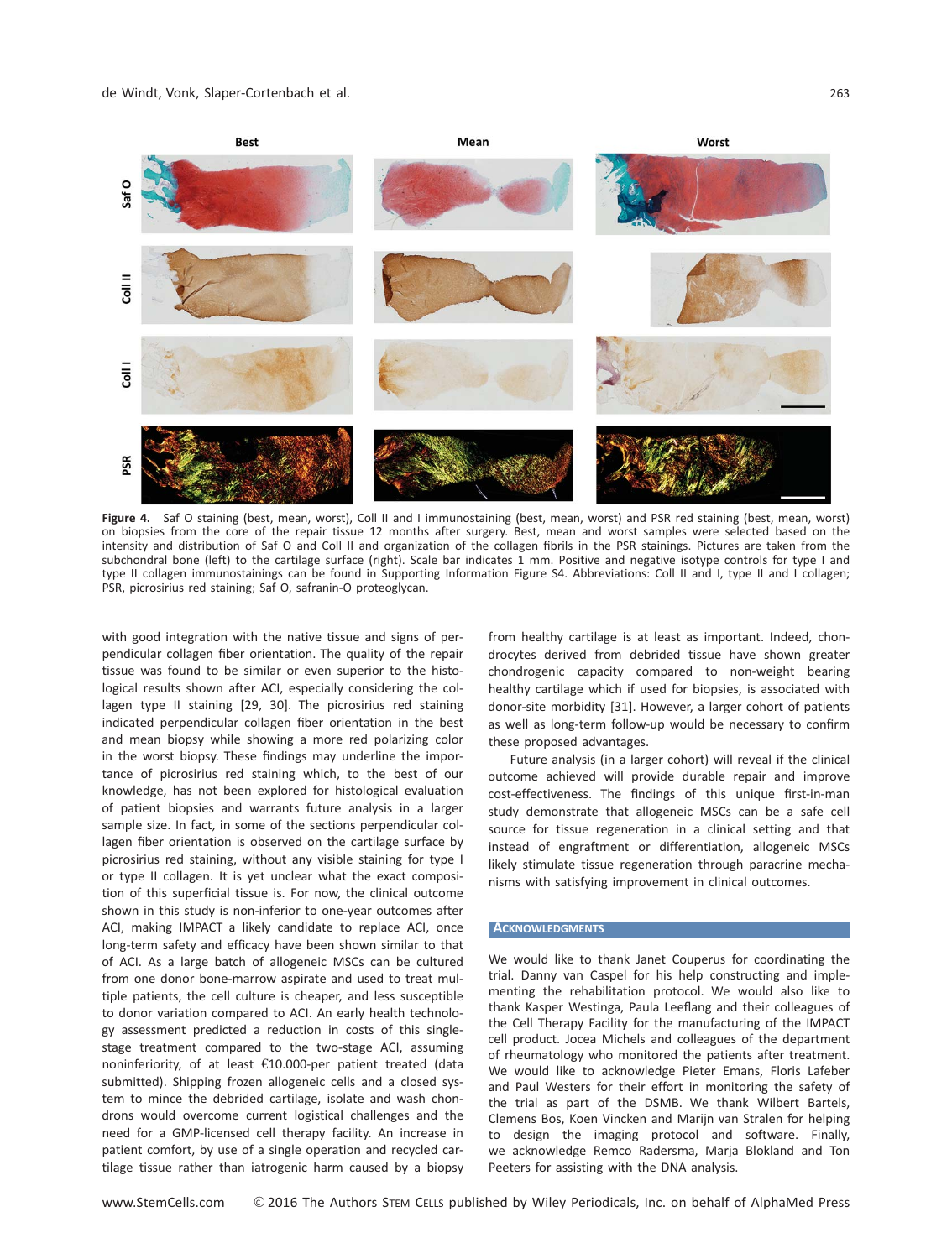Figure 4. Saf O staining (best, mean, worst), Coll II and I immunostaining (best, mean, worst) and PSR red staining (best, mean, worst) on biopsies from the core of the repair tissue 12 months after surgery. Best, mean and worst samples were selected based on the intensity and distribution of Saf O and Coll II and organization of the collagen fibrils in the PSR stainings. Pictures are taken from the subchondral bone (left) to the cartilage surface (right). Scale bar indicates 1 mm. Positive and negative isotype controls for type I and type II collagen immunostainings can be found in Supporting Information Figure S4. Abbreviations: Coll II and I, type II and I collagen; PSR, picrosirius red staining; Saf O, safranin-O proteoglycan.

with good integration with the native tissue and signs of perpendicular collagen fiber orientation. The quality of the repair tissue was found to be similar or even superior to the histological results shown after ACI, especially considering the collagen type II staining [29, 30]. The picrosirius red staining indicated perpendicular collagen fiber orientation in the best and mean biopsy while showing a more red polarizing color in the worst biopsy. These findings may underline the importance of picrosirius red staining which, to the best of our knowledge, has not been explored for histological evaluation of patient biopsies and warrants future analysis in a larger sample size. In fact, in some of the sections perpendicular collagen fiber orientation is observed on the cartilage surface by picrosirius red staining, without any visible staining for type I or type II collagen. It is yet unclear what the exact composition of this superficial tissue is. For now, the clinical outcome shown in this study is non-inferior to one-year outcomes after ACI, making IMPACT a likely candidate to replace ACI, once long-term safety and efficacy have been shown similar to that of ACI. As a large batch of allogeneic MSCs can be cultured from one donor bone-marrow aspirate and used to treat multiple patients, the cell culture is cheaper, and less susceptible to donor variation compared to ACI. An early health technology assessment predicted a reduction in costs of this single-stage treatment compared to the two-stage ACI, assuming noninferiority, of at least €10.000-per patient treated (data submitted). Shipping frozen allogeneic cells and a closed system to mince the debrided cartilage, isolate and wash chondrons would overcome current logistical challenges and the need for a GMP-licensed cell therapy facility. An increase in patient comfort, by use of a single operation and recycled cartilage tissue rather than iatrogenic harm caused by a biopsy from healthy cartilage is at least as important. Indeed, chondrocytes derived from debrided tissue have shown greater chondrogenic capacity compared to non-weight bearing healthy cartilage which if used for biopsies, is associated with donor-site morbidity [31]. However, a larger cohort of patients as well as long-term follow-up would be necessary to confirm these proposed advantages.

Future analysis (in a larger cohort) will reveal if the clinical outcome achieved will provide durable repair and improve cost-effectiveness. The findings of this unique first-in-man study demonstrate that allogeneic MSCs can be a safe cell source for tissue regeneration in a clinical setting and that instead of engraftment or differentiation, allogeneic MSCs likely stimulate tissue regeneration through paracrine mechanisms with satisfying improvement in clinical outcomes.

## Acknowledgments

We would like to thank Janet Couperus for coordinating the trial. Danny van Caspel for his help constructing and implementing the rehabilitation protocol. We would also like to thank Kasper Westinga, Paula Leeflang and their colleagues of the Cell Therapy Facility for the manufacturing of the IMPACT cell product. Jocea Michels and colleagues of the department of rheumatology who monitored the patients after treatment. We would like to acknowledge Pieter Emans, Floris Lafeber and Paul Westers for their effort in monitoring the safety of the trial as part of the DSMB. We thank Wilbert Bartels, Clemens Bos, Koen Vincken and Marijn van Stralen for helping to design the imaging protocol and software. Finally, we acknowledge Remco Radersma, Marja Blokland and Ton Peeters for assisting with the DNA analysis.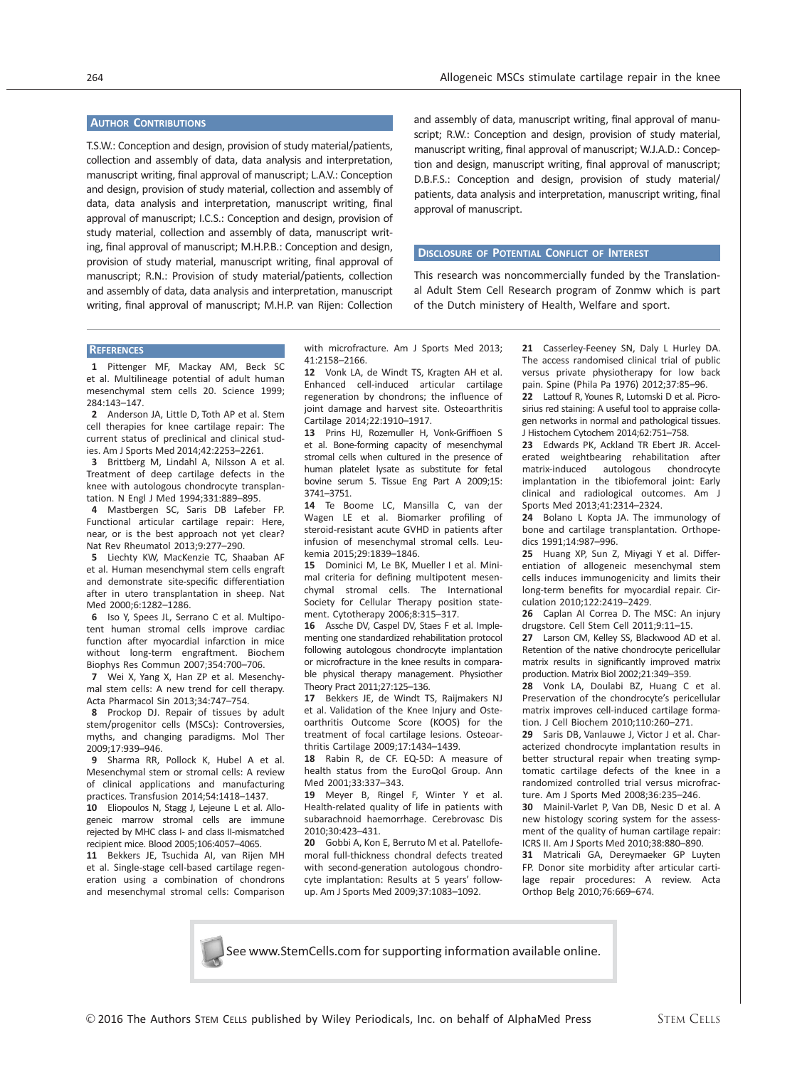## Author Contributions

T.S.W.: Conception and design, provision of study material/patients, collection and assembly of data, data analysis and interpretation, manuscript writing, final approval of manuscript; L.A.V.: Conception and design, provision of study material, collection and assembly of data, data analysis and interpretation, manuscript writing, final approval of manuscript; I.C.S.: Conception and design, provision of study material, collection and assembly of data, manuscript writing, final approval of manuscript; M.H.P.B.: Conception and design, provision of study material, manuscript writing, final approval of manuscript; R.N.: Provision of study material/patients, collection and assembly of data, data analysis and interpretation, manuscript writing, final approval of manuscript; M.H.P. van Rijen: Collection and assembly of data, manuscript writing, final approval of manuscript; R.W.: Conception and design, provision of study material, manuscript writing, final approval of manuscript; W.J.A.D.: Conception and design, manuscript writing, final approval of manuscript; D.B.F.S.: Conception and design, provision of study material/patients, data analysis and interpretation, manuscript writing, final approval of manuscript.

## Disclosure of Potential Conflict of Interest

This research was noncommercially funded by the Translational Adult Stem Cell Research program of Zonmw which is part of the Dutch ministery of Health, Welfare and sport.

## References

1 Pittenger MF, Mackay AM, Beck SC et al. Multilineage potential of adult human mesenchymal stem cells 20. Science 1999; 284:143–147.

2 Anderson JA, Little D, Toth AP et al. Stem cell therapies for knee cartilage repair: The current status of preclinical and clinical studies. Am J Sports Med 2014;42:2253–2261.

3 Brittberg M, Lindahl A, Nilsson A et al. Treatment of deep cartilage defects in the knee with autologous chondrocyte transplantation. N Engl J Med 1994;331:889–895.

4 Mastbergen SC, Saris DB Lafeber FP. Functional articular cartilage repair: Here, near, or is the best approach not yet clear? Nat Rev Rheumatol 2013;9:277–290.

5 Liechty KW, MacKenzie TC, Shaaban AF et al. Human mesenchymal stem cells engraft and demonstrate site-specific differentiation after in utero transplantation in sheep. Nat Med 2000;6:1282–1286.

6 Iso Y, Spees JL, Serrano C et al. Multipotent human stromal cells improve cardiac function after myocardial infarction in mice without long-term engraftment. Biochem Biophys Res Commun 2007;354:700–706.

7 Wei X, Yang X, Han ZP et al. Mesenchymal stem cells: A new trend for cell therapy. Acta Pharmacol Sin 2013;34:747–754.

8 Prockop DJ. Repair of tissues by adult stem/progenitor cells (MSCs): Controversies, myths, and changing paradigms. Mol Ther 2009;17:939–946.

9 Sharma RR, Pollock K, Hubel A et al. Mesenchymal stem or stromal cells: A review of clinical applications and manufacturing practices. Transfusion 2014;54:1418–1437.

10 Eliopoulos N, Stagg J, Lejeune L et al. Allogeneic marrow stromal cells are immune rejected by MHC class I- and class II-mismatched recipient mice. Blood 2005;106:4057–4065.

11 Bekkers JE, Tsuchida AI, van Rijen MH et al. Single-stage cell-based cartilage regeneration using a combination of chondrons and mesenchymal stromal cells: Comparison with microfracture. Am J Sports Med 2013; 41:2158–2166.

12 Vonk LA, de Windt TS, Kragten AH et al. Enhanced cell-induced articular cartilage regeneration by chondrons; the influence of joint damage and harvest site. Osteoarthritis Cartilage 2014;22:1910–1917.

13 Prins HJ, Rozemuller H, Vonk-Griffioen S et al. Bone-forming capacity of mesenchymal stromal cells when cultured in the presence of human platelet lysate as substitute for fetal bovine serum 5. Tissue Eng Part A 2009;15: 3741–3751.

14 Te Boome LC, Mansilla C, van der Wagen LE et al. Biomarker profiling of steroid-resistant acute GVHD in patients after infusion of mesenchymal stromal cells. Leukemia 2015;29:1839–1846.

15 Dominici M, Le BK, Mueller I et al. Minimal criteria for defining multipotent mesenchymal stromal cells. The International Society for Cellular Therapy position statement. Cytotherapy 2006;8:315–317.

16 Assche DV, Caspel DV, Staes F et al. Implementing one standardized rehabilitation protocol following autologous chondrocyte implantation or microfracture in the knee results in comparable physical therapy management. Physiother Theory Pract 2011;27:125–136.

17 Bekkers JE, de Windt TS, Raijmakers NJ et al. Validation of the Knee Injury and Osteoarthritis Outcome Score (KOOS) for the treatment of focal cartilage lesions. Osteoarthritis Cartilage 2009;17:1434–1439.

18 Rabin R, de CF. EQ-5D: A measure of health status from the EuroQol Group. Ann Med 2001;33:337–343.

19 Meyer B, Ringel F, Winter Y et al. Health-related quality of life in patients with subarachnoid haemorrhage. Cerebrovasc Dis 2010;30:423–431.

20 Gobbi A, Kon E, Berruto M et al. Patellofemoral full-thickness chondral defects treated with second-generation autologous chondrocyte implantation: Results at 5 years' follow-up. Am J Sports Med 2009;37:1083–1092.

21 Casserley-Feeney SN, Daly L Hurley DA. The access randomised clinical trial of public versus private physiotherapy for low back pain. Spine (Phila Pa 1976) 2012;37:85–96.

22 Lattouf R, Younes R, Lutomski D et al. Picrosirius red staining: A useful tool to appraise collagen networks in normal and pathological tissues. J Histochem Cytochem 2014;62:751–758.

23 Edwards PK, Ackland TR Ebert JR. Accelerated weightbearing rehabilitation after matrix-induced autologous chondrocyte implantation in the tibiofemoral joint: Early clinical and radiological outcomes. Am J Sports Med 2013;41:2314–2324.

24 Bolano L Kopta JA. The immunology of bone and cartilage transplantation. Orthopedics 1991;14:987–996.

25 Huang XP, Sun Z, Miyagi Y et al. Differentiation of allogeneic mesenchymal stem cells induces immunogenicity and limits their long-term benefits for myocardial repair. Circulation 2010;122:2419–2429.

26 Caplan AI Correa D. The MSC: An injury drugstore. Cell Stem Cell 2011;9:11–15.

27 Larson CM, Kelley SS, Blackwood AD et al. Retention of the native chondrocyte pericellular matrix results in significantly improved matrix production. Matrix Biol 2002;21:349–359.

28 Vonk LA, Doulabi BZ, Huang C et al. Preservation of the chondrocyte's pericellular matrix improves cell-induced cartilage formation. J Cell Biochem 2010;110:260–271.

29 Saris DB, Vanlauwe J, Victor J et al. Characterized chondrocyte implantation results in better structural repair when treating symptomatic cartilage defects of the knee in a randomized controlled trial versus microfracture. Am J Sports Med 2008;36:235–246.

30 Mainil-Varlet P, Van DB, Nesic D et al. A new histology scoring system for the assessment of the quality of human cartilage repair: ICRS II. Am J Sports Med 2010;38:880–890.

31 Matricali GA, Dereymaeker GP Luyten FP. Donor site morbidity after articular cartilage repair procedures: A review. Acta Orthop Belg 2010;76:669–674.

See www.StemCells.com for supporting information available online.